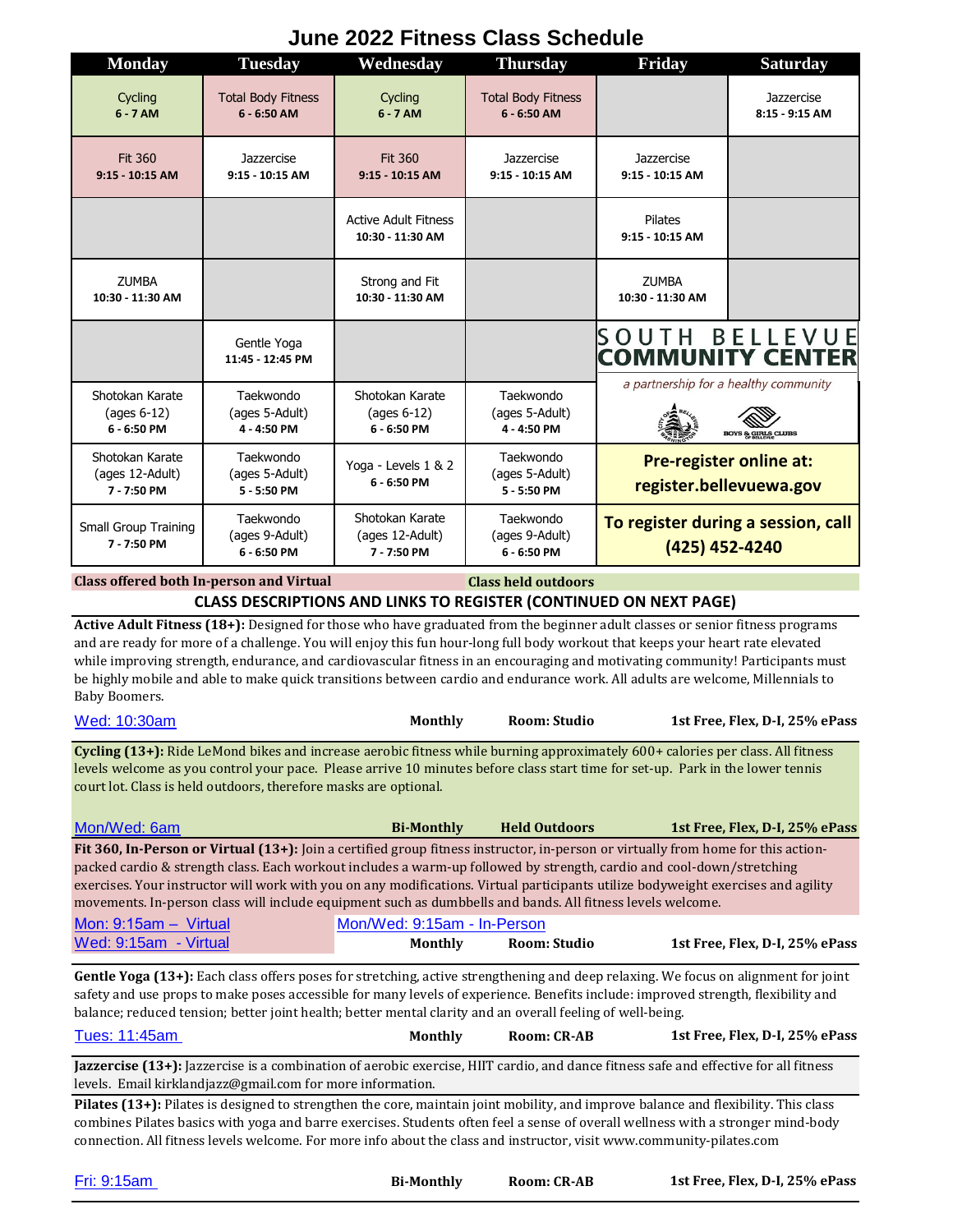# June 2022 Fitness Class Schedule

| Monday | Tuesday | Wednesday | Thursday | Friday | Saturday |
|---|---|---|---|---|---|
| Cycling **6 - 7 AM** | Total Body Fitness **6 - 6:50 AM** | Cycling **6 - 7 AM** | Total Body Fitness **6 - 6:50 AM** | | Jazzercise **8:15 - 9:15 AM** |
| Fit 360 **9:15 - 10:15 AM** | Jazzercise **9:15 - 10:15 AM** | Fit 360 **9:15 - 10:15 AM** | Jazzercise **9:15 - 10:15 AM** | Jazzercise **9:15 - 10:15 AM** | |
| | | Active Adult Fitness **10:30 - 11:30 AM** | | Pilates **9:15 - 10:15 AM** | |
| ZUMBA **10:30 - 11:30 AM** | | Strong and Fit **10:30 - 11:30 AM** | | ZUMBA **10:30 - 11:30 AM** | |
| | Gentle Yoga **11:45 - 12:45 PM** | | | SOUTH BELLEVUE COMMUNITY CENTER | |
| Shotokan Karate (ages 6-12) **6 - 6:50 PM** | Taekwondo (ages 5-Adult) **4 - 4:50 PM** | Shotokan Karate (ages 6-12) **6 - 6:50 PM** | Taekwondo (ages 5-Adult) **4 - 4:50 PM** | *a partnership for a healthy community* | |
| Shotokan Karate (ages 12-Adult) **7 - 7:50 PM** | Taekwondo (ages 5-Adult) **5 - 5:50 PM** | Yoga - Levels 1 & 2 **6 - 6:50 PM** | Taekwondo (ages 5-Adult) **5 - 5:50 PM** | **Pre-register online at: register.bellevuewa.gov** | |
| Small Group Training **7 - 7:50 PM** | Taekwondo (ages 9-Adult) **6 - 6:50 PM** | Shotokan Karate (ages 12-Adult) **7 - 7:50 PM** | Taekwondo (ages 9-Adult) **6 - 6:50 PM** | **To register during a session, call (425) 452-4240** | |

**Class offered both In-person and Virtual** | **Class held outdoors**

## CLASS DESCRIPTIONS AND LINKS TO REGISTER (CONTINUED ON NEXT PAGE)

**Active Adult Fitness (18+):** Designed for those who have graduated from the beginner adult classes or senior fitness programs and are ready for more of a challenge. You will enjoy this fun hour-long full body workout that keeps your heart rate elevated while improving strength, endurance, and cardiovascular fitness in an encouraging and motivating community! Participants must be highly mobile and able to make quick transitions between cardio and endurance work. All adults are welcome, Millennials to Baby Boomers.

Wed: 10:30am | **Monthly** | **Room: Studio** | **1st Free, Flex, D-I, 25% ePass**

**Cycling (13+):** Ride LeMond bikes and increase aerobic fitness while burning approximately 600+ calories per class. All fitness levels welcome as you control your pace. Please arrive 10 minutes before class start time for set-up. Park in the lower tennis court lot. Class is held outdoors, therefore masks are optional.

Mon/Wed: 6am | **Bi-Monthly** | **Held Outdoors** | **1st Free, Flex, D-I, 25% ePass**

**Fit 360, In-Person or Virtual (13+):** Join a certified group fitness instructor, in-person or virtually from home for this action-packed cardio & strength class. Each workout includes a warm-up followed by strength, cardio and cool-down/stretching exercises. Your instructor will work with you on any modifications. Virtual participants utilize bodyweight exercises and agility movements. In-person class will include equipment such as dumbbells and bands. All fitness levels welcome.

Mon: 9:15am – Virtual | Mon/Wed: 9:15am - In-Person
Wed: 9:15am - Virtual | **Monthly** | **Room: Studio** | **1st Free, Flex, D-I, 25% ePass**

**Gentle Yoga (13+):** Each class offers poses for stretching, active strengthening and deep relaxing. We focus on alignment for joint safety and use props to make poses accessible for many levels of experience. Benefits include: improved strength, flexibility and balance; reduced tension; better joint health; better mental clarity and an overall feeling of well-being.

Tues: 11:45am | **Monthly** | **Room: CR-AB** | **1st Free, Flex, D-I, 25% ePass**

**Jazzercise (13+):** Jazzercise is a combination of aerobic exercise, HIIT cardio, and dance fitness safe and effective for all fitness levels. Email kirklandjazz@gmail.com for more information.

**Pilates (13+):** Pilates is designed to strengthen the core, maintain joint mobility, and improve balance and flexibility. This class combines Pilates basics with yoga and barre exercises. Students often feel a sense of overall wellness with a stronger mind-body connection. All fitness levels welcome. For more info about the class and instructor, visit www.community-pilates.com

Fri: 9:15am | **Bi-Monthly** | **Room: CR-AB** | **1st Free, Flex, D-I, 25% ePass**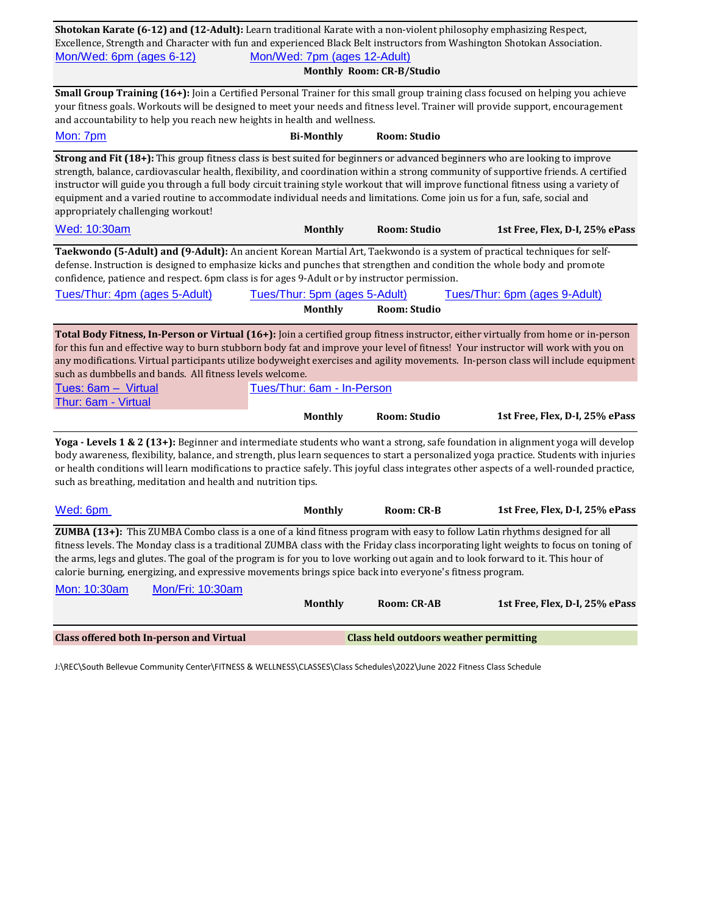**Shotokan Karate (6-12) and (12-Adult):** Learn traditional Karate with a non-violent philosophy emphasizing Respect, Excellence, Strength and Character with fun and experienced Black Belt instructors from Washington Shotokan Association.

Mon/Wed: 6pm (ages 6-12) Mon/Wed: 7pm (ages 12-Adult)

**Monthly Room: CR-B/Studio**

**Small Group Training (16+):** Join a Certified Personal Trainer for this small group training class focused on helping you achieve your fitness goals. Workouts will be designed to meet your needs and fitness level. Trainer will provide support, encouragement and accountability to help you reach new heights in health and wellness.

Mon: 7pm **Bi-Monthly** **Room: Studio**

**Strong and Fit (18+):** This group fitness class is best suited for beginners or advanced beginners who are looking to improve strength, balance, cardiovascular health, flexibility, and coordination within a strong community of supportive friends. A certified instructor will guide you through a full body circuit training style workout that will improve functional fitness using a variety of equipment and a varied routine to accommodate individual needs and limitations. Come join us for a fun, safe, social and appropriately challenging workout!

Wed: 10:30am **Monthly** **Room: Studio** **1st Free, Flex, D-I, 25% ePass**

**Taekwondo (5-Adult) and (9-Adult):** An ancient Korean Martial Art, Taekwondo is a system of practical techniques for self-defense. Instruction is designed to emphasize kicks and punches that strengthen and condition the whole body and promote confidence, patience and respect. 6pm class is for ages 9-Adult or by instructor permission.

Tues/Thur: 4pm (ages 5-Adult) Tues/Thur: 5pm (ages 5-Adult) Tues/Thur: 6pm (ages 9-Adult)

**Monthly** **Room: Studio**

**Total Body Fitness, In-Person or Virtual (16+):** Join a certified group fitness instructor, either virtually from home or in-person for this fun and effective way to burn stubborn body fat and improve your level of fitness! Your instructor will work with you on any modifications. Virtual participants utilize bodyweight exercises and agility movements. In-person class will include equipment such as dumbbells and bands. All fitness levels welcome.

Tues: 6am – Virtual
Thur: 6am - Virtual
Tues/Thur: 6am - In-Person

**Monthly** **Room: Studio** **1st Free, Flex, D-I, 25% ePass**

**Yoga - Levels 1 & 2 (13+):** Beginner and intermediate students who want a strong, safe foundation in alignment yoga will develop body awareness, flexibility, balance, and strength, plus learn sequences to start a personalized yoga practice. Students with injuries or health conditions will learn modifications to practice safely. This joyful class integrates other aspects of a well-rounded practice, such as breathing, meditation and health and nutrition tips.

Wed: 6pm **Monthly** **Room: CR-B** **1st Free, Flex, D-I, 25% ePass**

**ZUMBA (13+):** This ZUMBA Combo class is a one of a kind fitness program with easy to follow Latin rhythms designed for all fitness levels. The Monday class is a traditional ZUMBA class with the Friday class incorporating light weights to focus on toning of the arms, legs and glutes. The goal of the program is for you to love working out again and to look forward to it. This hour of calorie burning, energizing, and expressive movements brings spice back into everyone's fitness program.

Mon: 10:30am Mon/Fri: 10:30am

**Monthly** **Room: CR-AB** **1st Free, Flex, D-I, 25% ePass**

**Class offered both In-person and Virtual** **Class held outdoors weather permitting**

J:\REC\South Bellevue Community Center\FITNESS & WELLNESS\CLASSES\Class Schedules\2022\June 2022 Fitness Class Schedule